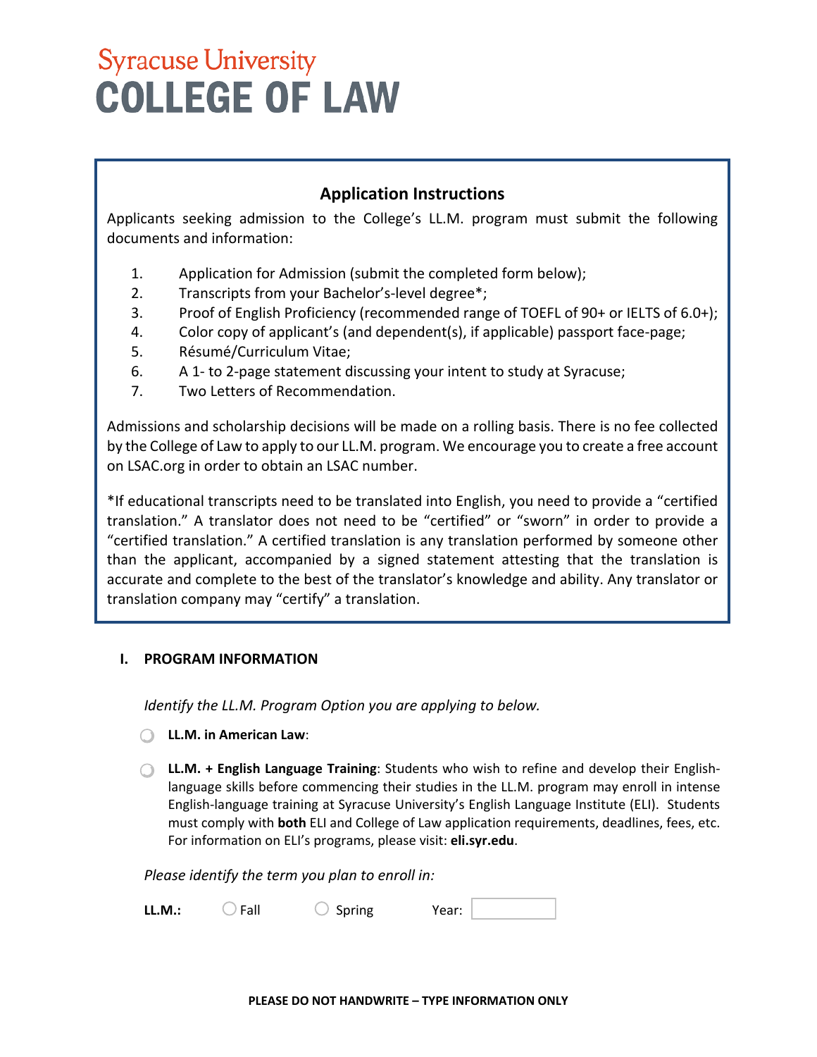Syracuse University

# COLLEGE OF LAW

## Application Instructions

Applicants seeking admission to the College's LL.M. program must submit the following documents and information:

1. Application for Admission (submit the completed form below);
2. Transcripts from your Bachelor's-level degree*;
3. Proof of English Proficiency (recommended range of TOEFL of 90+ or IELTS of 6.0+);
4. Color copy of applicant's (and dependent(s), if applicable) passport face-page;
5. Résumé/Curriculum Vitae;
6. A 1- to 2-page statement discussing your intent to study at Syracuse;
7. Two Letters of Recommendation.

Admissions and scholarship decisions will be made on a rolling basis. There is no fee collected by the College of Law to apply to our LL.M. program. We encourage you to create a free account on LSAC.org in order to obtain an LSAC number.

*If educational transcripts need to be translated into English, you need to provide a "certified translation." A translator does not need to be "certified" or "sworn" in order to provide a "certified translation." A certified translation is any translation performed by someone other than the applicant, accompanied by a signed statement attesting that the translation is accurate and complete to the best of the translator's knowledge and ability. Any translator or translation company may "certify" a translation.

## I. PROGRAM INFORMATION

*Identify the LL.M. Program Option you are applying to below.*

- ○ **LL.M. in American Law**:
- ○ **LL.M. + English Language Training**: Students who wish to refine and develop their English-language skills before commencing their studies in the LL.M. program may enroll in intense English-language training at Syracuse University's English Language Institute (ELI). Students must comply with **both** ELI and College of Law application requirements, deadlines, fees, etc. For information on ELI's programs, please visit: **eli.syr.edu**.

*Please identify the term you plan to enroll in:*

**LL.M.:** ○ Fall ○ Spring Year: ______

**PLEASE DO NOT HANDWRITE – TYPE INFORMATION ONLY**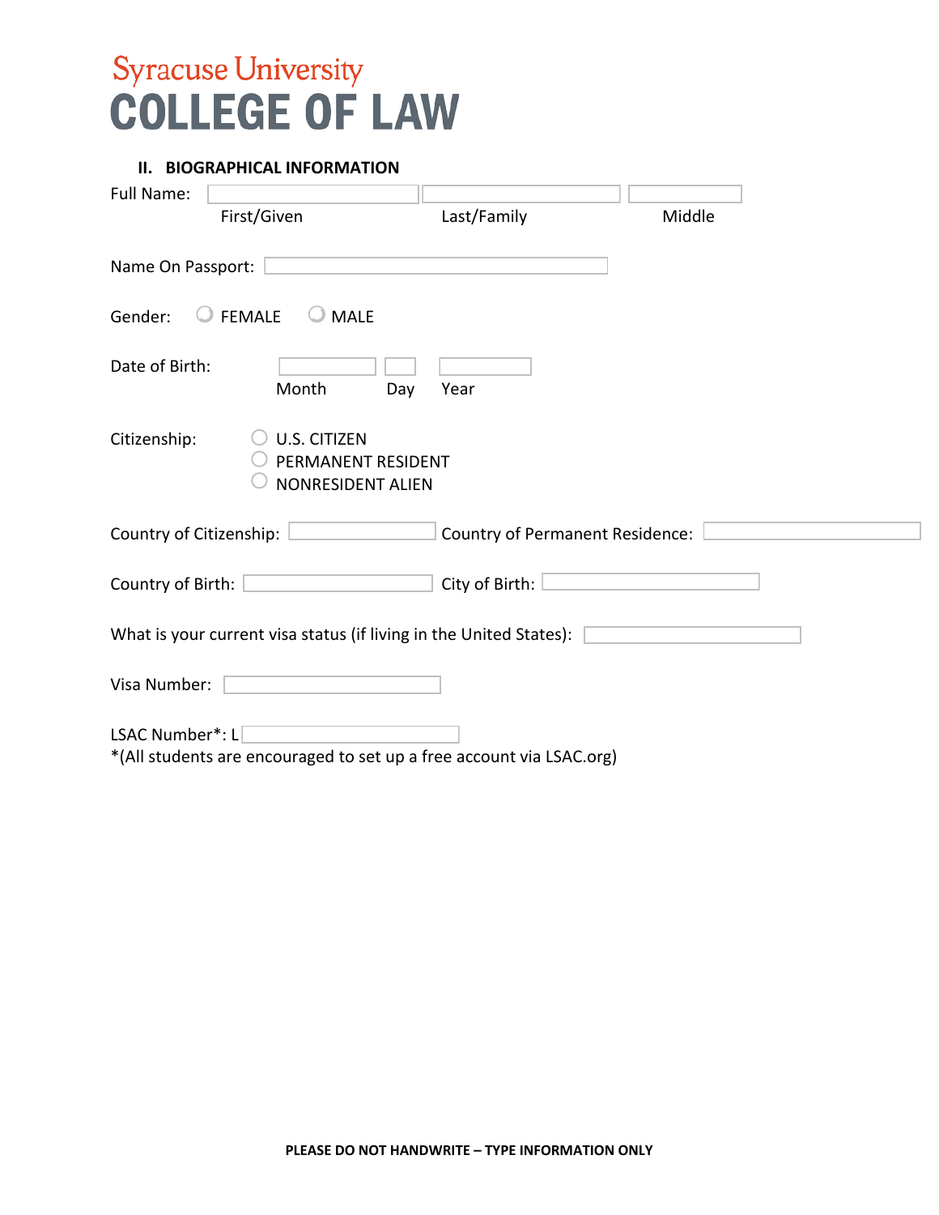Syracuse University

# COLLEGE OF LAW

## II. BIOGRAPHICAL INFORMATION

Full Name: ______ ______ ______
First/Given Last/Family Middle

Name On Passport: ______

Gender: ○ FEMALE ○ MALE

Date of Birth: ______ ______ ______
Month Day Year

Citizenship:
○ U.S. CITIZEN
○ PERMANENT RESIDENT
○ NONRESIDENT ALIEN

Country of Citizenship: ______ Country of Permanent Residence: ______

Country of Birth: ______ City of Birth: ______

What is your current visa status (if living in the United States): ______

Visa Number: ______

LSAC Number*: L ______
*(All students are encouraged to set up a free account via LSAC.org)

**PLEASE DO NOT HANDWRITE – TYPE INFORMATION ONLY**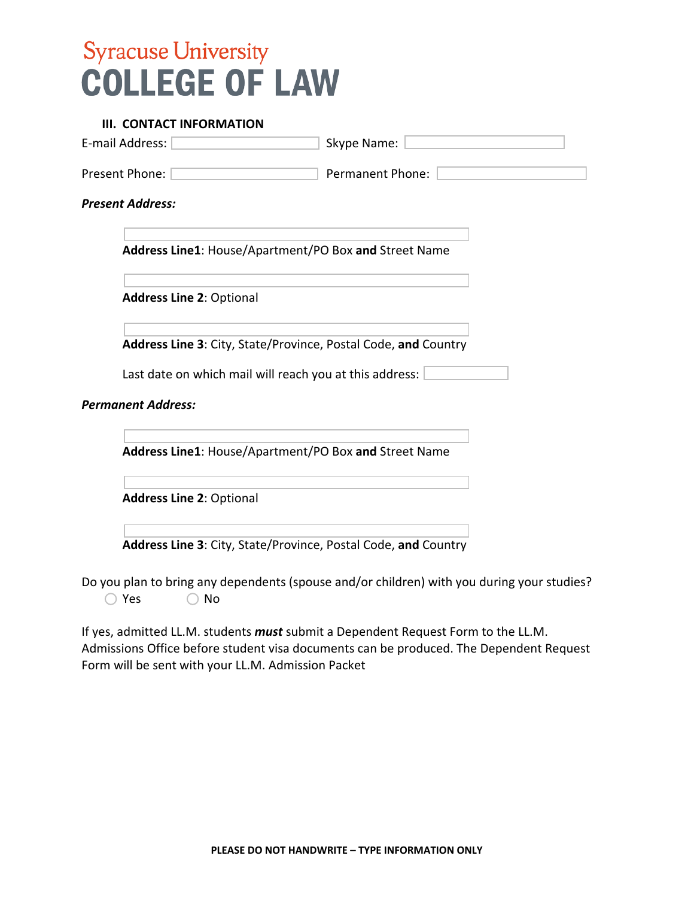Syracuse University
# COLLEGE OF LAW

### III. CONTACT INFORMATION

E-mail Address: ______ Skype Name: ______

Present Phone: ______ Permanent Phone: ______

***Present Address:***

______
**Address Line1**: House/Apartment/PO Box **and** Street Name

______
**Address Line 2**: Optional

______
**Address Line 3**: City, State/Province, Postal Code, **and** Country

Last date on which mail will reach you at this address: ______

***Permanent Address:***

______
**Address Line1**: House/Apartment/PO Box **and** Street Name

______
**Address Line 2**: Optional

______
**Address Line 3**: City, State/Province, Postal Code, **and** Country

Do you plan to bring any dependents (spouse and/or children) with you during your studies?
○ Yes ○ No

If yes, admitted LL.M. students ***must*** submit a Dependent Request Form to the LL.M. Admissions Office before student visa documents can be produced. The Dependent Request Form will be sent with your LL.M. Admission Packet

**PLEASE DO NOT HANDWRITE – TYPE INFORMATION ONLY**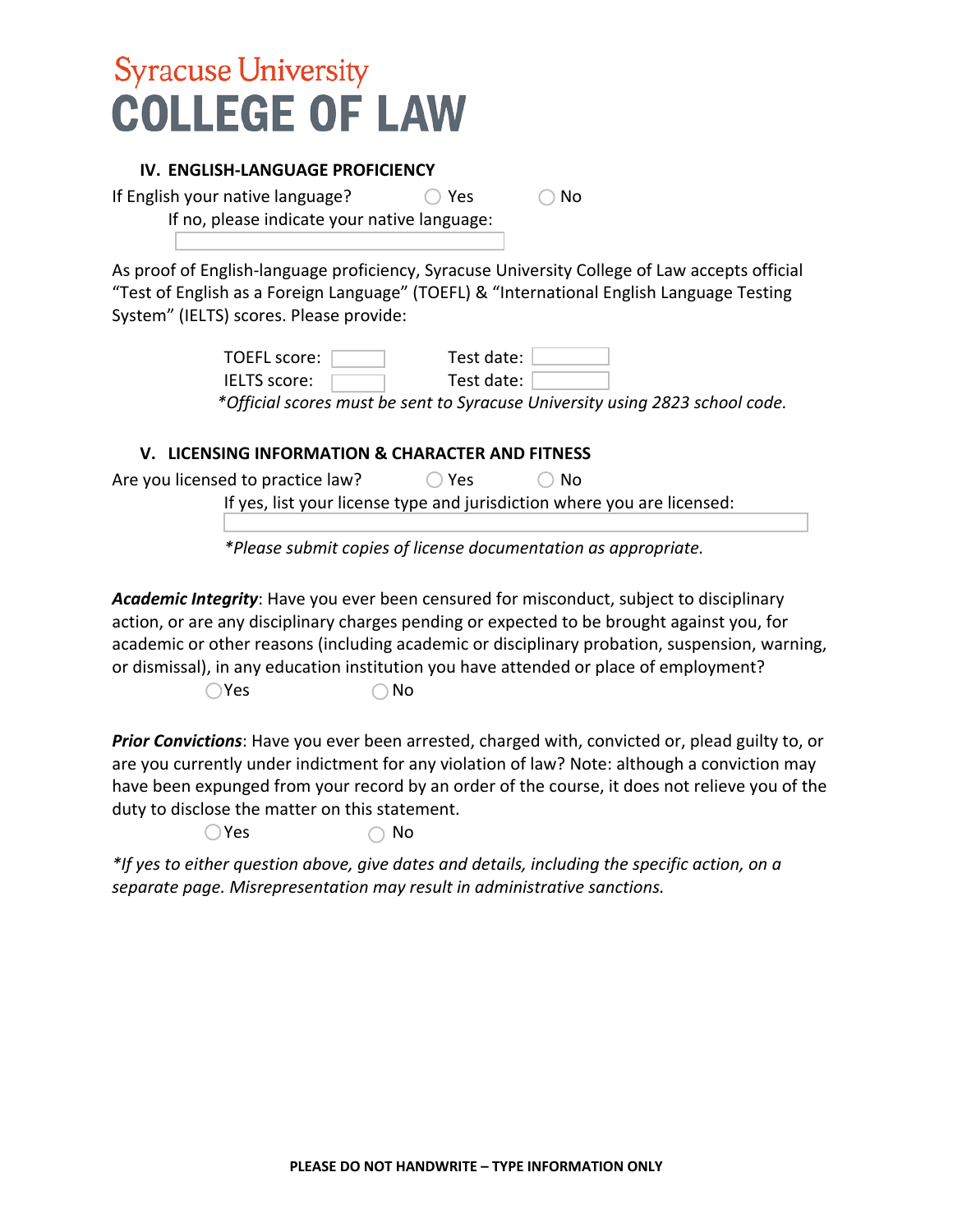Syracuse University
# COLLEGE OF LAW

## IV. ENGLISH-LANGUAGE PROFICIENCY

If English your native language? ○ Yes ○ No

If no, please indicate your native language: \_\_\_\_\_\_\_\_\_\_

As proof of English-language proficiency, Syracuse University College of Law accepts official "Test of English as a Foreign Language" (TOEFL) & "International English Language Testing System" (IELTS) scores. Please provide:

TOEFL score: \_\_\_\_\_\_ Test date: \_\_\_\_\_\_

IELTS score: \_\_\_\_\_\_ Test date: \_\_\_\_\_\_

*\*Official scores must be sent to Syracuse University using 2823 school code.*

## V. LICENSING INFORMATION & CHARACTER AND FITNESS

Are you licensed to practice law? ○ Yes ○ No

If yes, list your license type and jurisdiction where you are licensed: \_\_\_\_\_\_\_\_\_\_

*\*Please submit copies of license documentation as appropriate.*

***Academic Integrity***: Have you ever been censured for misconduct, subject to disciplinary action, or are any disciplinary charges pending or expected to be brought against you, for academic or other reasons (including academic or disciplinary probation, suspension, warning, or dismissal), in any education institution you have attended or place of employment?

○ Yes ○ No

***Prior Convictions***: Have you ever been arrested, charged with, convicted or, plead guilty to, or are you currently under indictment for any violation of law? Note: although a conviction may have been expunged from your record by an order of the course, it does not relieve you of the duty to disclose the matter on this statement.

○ Yes ○ No

*\*If yes to either question above, give dates and details, including the specific action, on a separate page. Misrepresentation may result in administrative sanctions.*

**PLEASE DO NOT HANDWRITE – TYPE INFORMATION ONLY**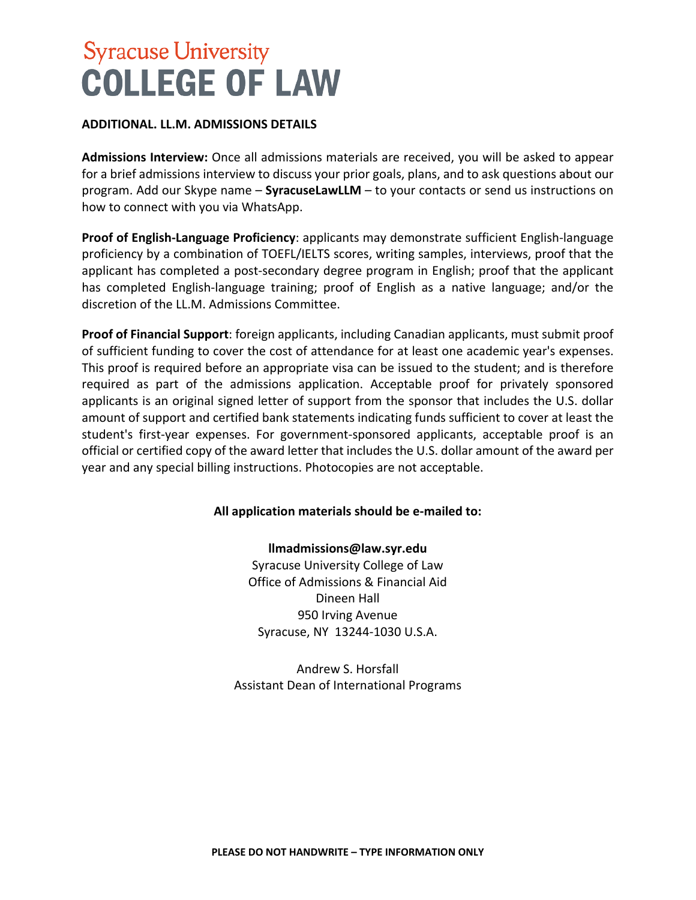Syracuse University
# COLLEGE OF LAW

**ADDITIONAL. LL.M. ADMISSIONS DETAILS**

**Admissions Interview:** Once all admissions materials are received, you will be asked to appear for a brief admissions interview to discuss your prior goals, plans, and to ask questions about our program. Add our Skype name – **SyracuseLawLLM** – to your contacts or send us instructions on how to connect with you via WhatsApp.

**Proof of English-Language Proficiency**: applicants may demonstrate sufficient English-language proficiency by a combination of TOEFL/IELTS scores, writing samples, interviews, proof that the applicant has completed a post-secondary degree program in English; proof that the applicant has completed English-language training; proof of English as a native language; and/or the discretion of the LL.M. Admissions Committee.

**Proof of Financial Support**: foreign applicants, including Canadian applicants, must submit proof of sufficient funding to cover the cost of attendance for at least one academic year's expenses. This proof is required before an appropriate visa can be issued to the student; and is therefore required as part of the admissions application. Acceptable proof for privately sponsored applicants is an original signed letter of support from the sponsor that includes the U.S. dollar amount of support and certified bank statements indicating funds sufficient to cover at least the student's first-year expenses. For government-sponsored applicants, acceptable proof is an official or certified copy of the award letter that includes the U.S. dollar amount of the award per year and any special billing instructions. Photocopies are not acceptable.

**All application materials should be e-mailed to:**

**llmadmissions@law.syr.edu**
Syracuse University College of Law
Office of Admissions & Financial Aid
Dineen Hall
950 Irving Avenue
Syracuse, NY 13244-1030 U.S.A.

Andrew S. Horsfall
Assistant Dean of International Programs

**PLEASE DO NOT HANDWRITE – TYPE INFORMATION ONLY**